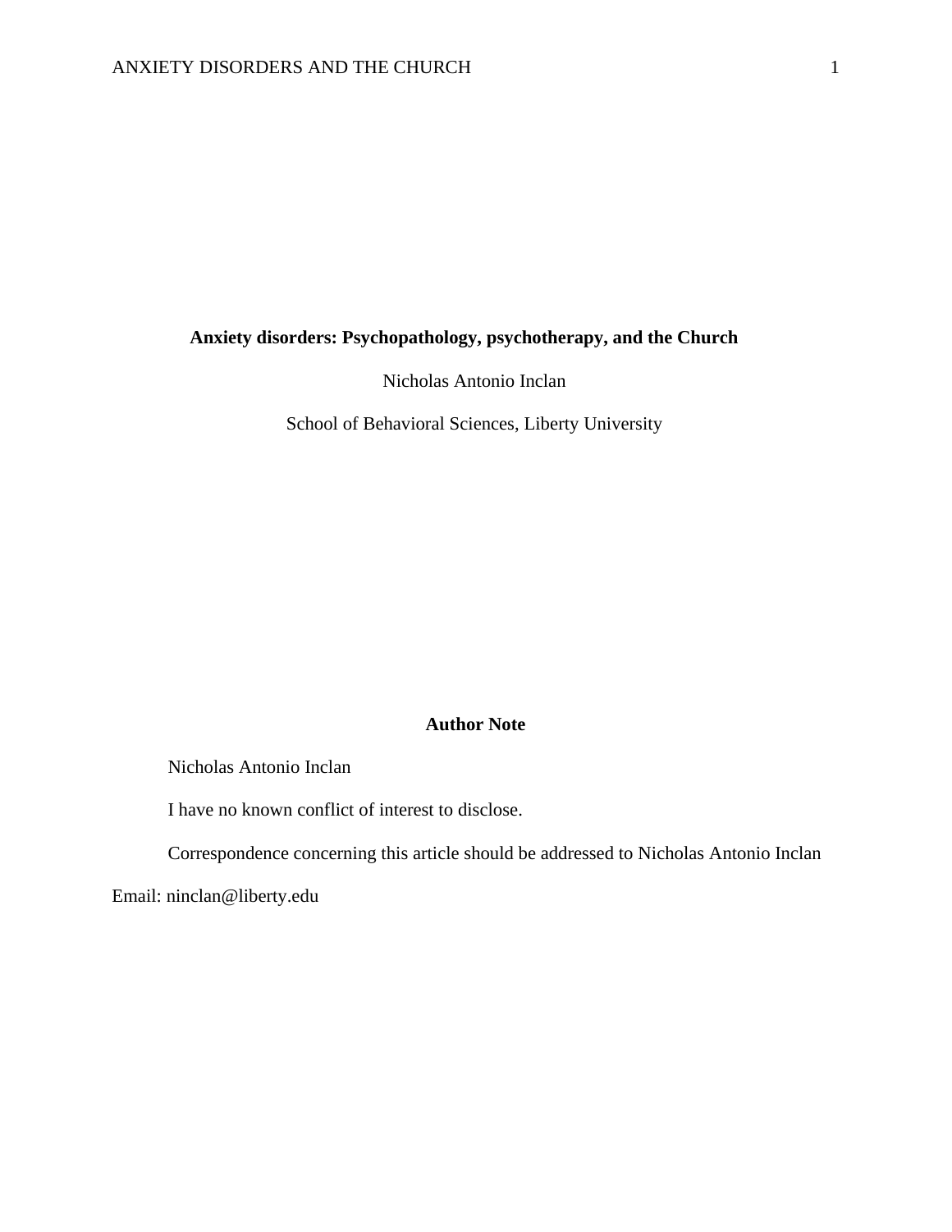# Anxiety disorders: Psychopathology, psychotherapy, and the Church

Nicholas Antonio Inclan

School of Behavioral Sciences, Liberty University

## Author Note

Nicholas Antonio Inclan

I have no known conflict of interest to disclose.

Correspondence concerning this article should be addressed to Nicholas Antonio Inclan

Email: ninclan@liberty.edu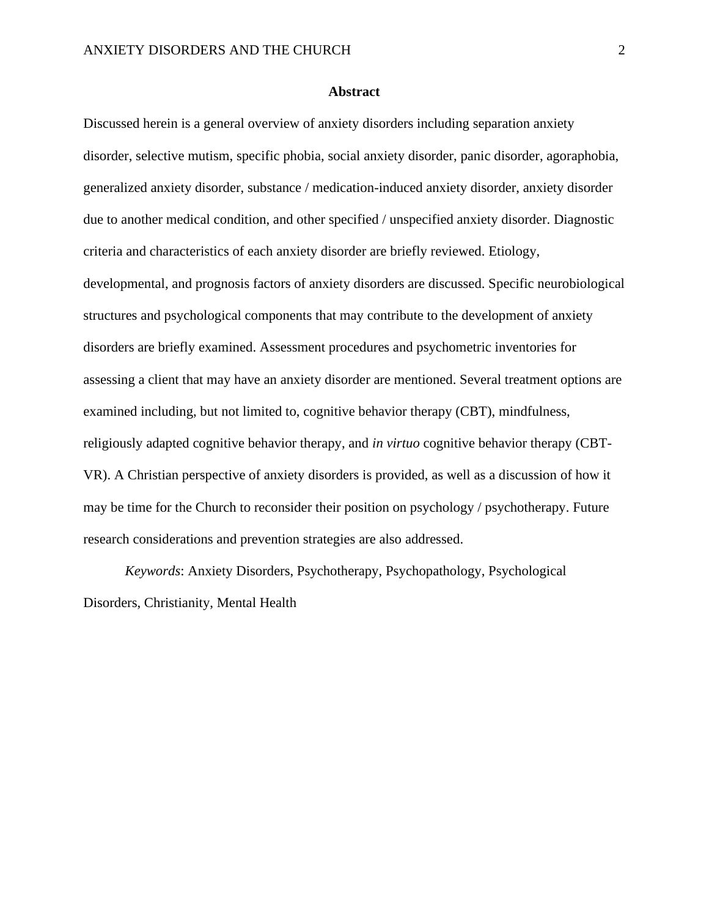## Abstract

Discussed herein is a general overview of anxiety disorders including separation anxiety disorder, selective mutism, specific phobia, social anxiety disorder, panic disorder, agoraphobia, generalized anxiety disorder, substance / medication-induced anxiety disorder, anxiety disorder due to another medical condition, and other specified / unspecified anxiety disorder. Diagnostic criteria and characteristics of each anxiety disorder are briefly reviewed. Etiology, developmental, and prognosis factors of anxiety disorders are discussed. Specific neurobiological structures and psychological components that may contribute to the development of anxiety disorders are briefly examined. Assessment procedures and psychometric inventories for assessing a client that may have an anxiety disorder are mentioned. Several treatment options are examined including, but not limited to, cognitive behavior therapy (CBT), mindfulness, religiously adapted cognitive behavior therapy, and *in virtuo* cognitive behavior therapy (CBT-VR). A Christian perspective of anxiety disorders is provided, as well as a discussion of how it may be time for the Church to reconsider their position on psychology / psychotherapy. Future research considerations and prevention strategies are also addressed.

*Keywords*: Anxiety Disorders, Psychotherapy, Psychopathology, Psychological Disorders, Christianity, Mental Health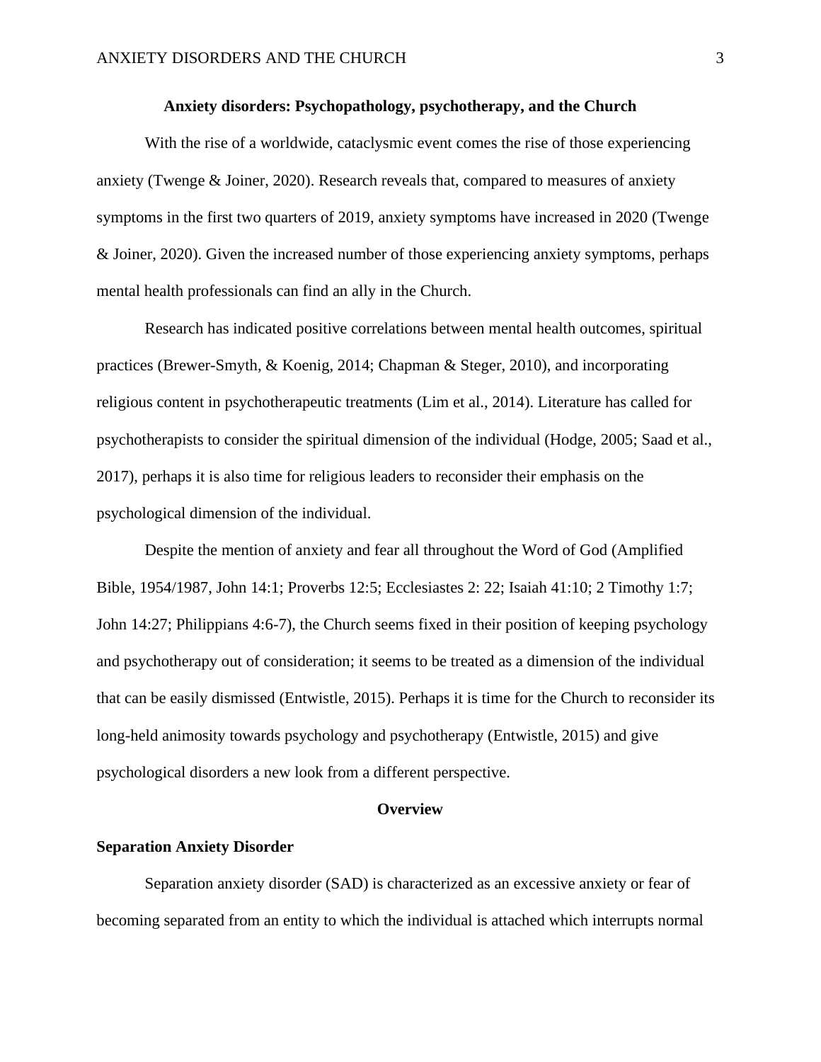# Anxiety disorders: Psychopathology, psychotherapy, and the Church

With the rise of a worldwide, cataclysmic event comes the rise of those experiencing anxiety (Twenge & Joiner, 2020). Research reveals that, compared to measures of anxiety symptoms in the first two quarters of 2019, anxiety symptoms have increased in 2020 (Twenge & Joiner, 2020). Given the increased number of those experiencing anxiety symptoms, perhaps mental health professionals can find an ally in the Church.

Research has indicated positive correlations between mental health outcomes, spiritual practices (Brewer-Smyth, & Koenig, 2014; Chapman & Steger, 2010), and incorporating religious content in psychotherapeutic treatments (Lim et al., 2014). Literature has called for psychotherapists to consider the spiritual dimension of the individual (Hodge, 2005; Saad et al., 2017), perhaps it is also time for religious leaders to reconsider their emphasis on the psychological dimension of the individual.

Despite the mention of anxiety and fear all throughout the Word of God (Amplified Bible, 1954/1987, John 14:1; Proverbs 12:5; Ecclesiastes 2: 22; Isaiah 41:10; 2 Timothy 1:7; John 14:27; Philippians 4:6-7), the Church seems fixed in their position of keeping psychology and psychotherapy out of consideration; it seems to be treated as a dimension of the individual that can be easily dismissed (Entwistle, 2015). Perhaps it is time for the Church to reconsider its long-held animosity towards psychology and psychotherapy (Entwistle, 2015) and give psychological disorders a new look from a different perspective.

## Overview

### Separation Anxiety Disorder

Separation anxiety disorder (SAD) is characterized as an excessive anxiety or fear of becoming separated from an entity to which the individual is attached which interrupts normal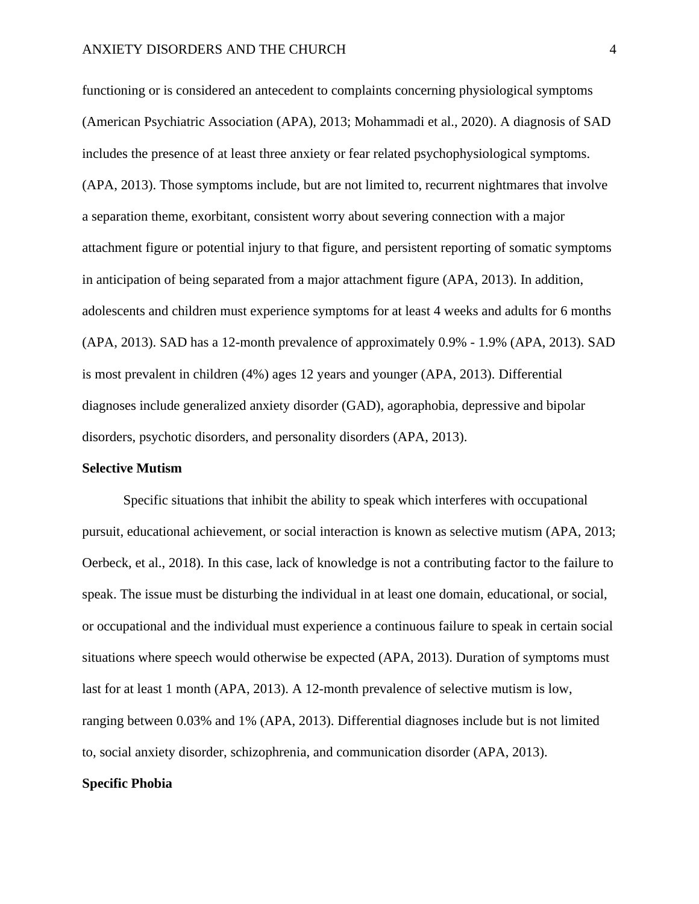functioning or is considered an antecedent to complaints concerning physiological symptoms (American Psychiatric Association (APA), 2013; Mohammadi et al., 2020). A diagnosis of SAD includes the presence of at least three anxiety or fear related psychophysiological symptoms. (APA, 2013). Those symptoms include, but are not limited to, recurrent nightmares that involve a separation theme, exorbitant, consistent worry about severing connection with a major attachment figure or potential injury to that figure, and persistent reporting of somatic symptoms in anticipation of being separated from a major attachment figure (APA, 2013). In addition, adolescents and children must experience symptoms for at least 4 weeks and adults for 6 months (APA, 2013). SAD has a 12-month prevalence of approximately 0.9% - 1.9% (APA, 2013). SAD is most prevalent in children (4%) ages 12 years and younger (APA, 2013). Differential diagnoses include generalized anxiety disorder (GAD), agoraphobia, depressive and bipolar disorders, psychotic disorders, and personality disorders (APA, 2013).

**Selective Mutism**

Specific situations that inhibit the ability to speak which interferes with occupational pursuit, educational achievement, or social interaction is known as selective mutism (APA, 2013; Oerbeck, et al., 2018). In this case, lack of knowledge is not a contributing factor to the failure to speak. The issue must be disturbing the individual in at least one domain, educational, or social, or occupational and the individual must experience a continuous failure to speak in certain social situations where speech would otherwise be expected (APA, 2013). Duration of symptoms must last for at least 1 month (APA, 2013). A 12-month prevalence of selective mutism is low, ranging between 0.03% and 1% (APA, 2013). Differential diagnoses include but is not limited to, social anxiety disorder, schizophrenia, and communication disorder (APA, 2013).

**Specific Phobia**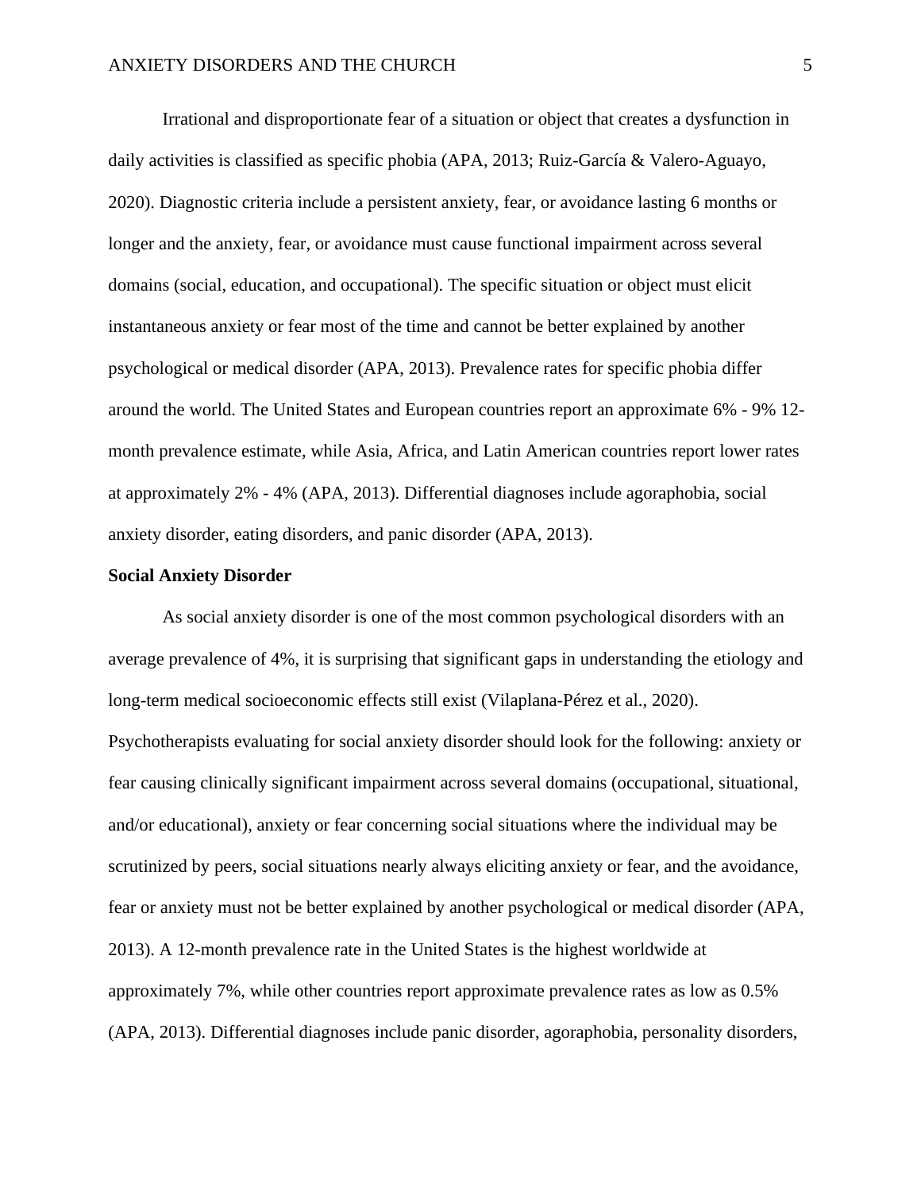Irrational and disproportionate fear of a situation or object that creates a dysfunction in daily activities is classified as specific phobia (APA, 2013; Ruiz-García & Valero-Aguayo, 2020). Diagnostic criteria include a persistent anxiety, fear, or avoidance lasting 6 months or longer and the anxiety, fear, or avoidance must cause functional impairment across several domains (social, education, and occupational). The specific situation or object must elicit instantaneous anxiety or fear most of the time and cannot be better explained by another psychological or medical disorder (APA, 2013). Prevalence rates for specific phobia differ around the world. The United States and European countries report an approximate 6% - 9% 12-month prevalence estimate, while Asia, Africa, and Latin American countries report lower rates at approximately 2% - 4% (APA, 2013). Differential diagnoses include agoraphobia, social anxiety disorder, eating disorders, and panic disorder (APA, 2013).

**Social Anxiety Disorder**

As social anxiety disorder is one of the most common psychological disorders with an average prevalence of 4%, it is surprising that significant gaps in understanding the etiology and long-term medical socioeconomic effects still exist (Vilaplana-Pérez et al., 2020). Psychotherapists evaluating for social anxiety disorder should look for the following: anxiety or fear causing clinically significant impairment across several domains (occupational, situational, and/or educational), anxiety or fear concerning social situations where the individual may be scrutinized by peers, social situations nearly always eliciting anxiety or fear, and the avoidance, fear or anxiety must not be better explained by another psychological or medical disorder (APA, 2013). A 12-month prevalence rate in the United States is the highest worldwide at approximately 7%, while other countries report approximate prevalence rates as low as 0.5% (APA, 2013). Differential diagnoses include panic disorder, agoraphobia, personality disorders,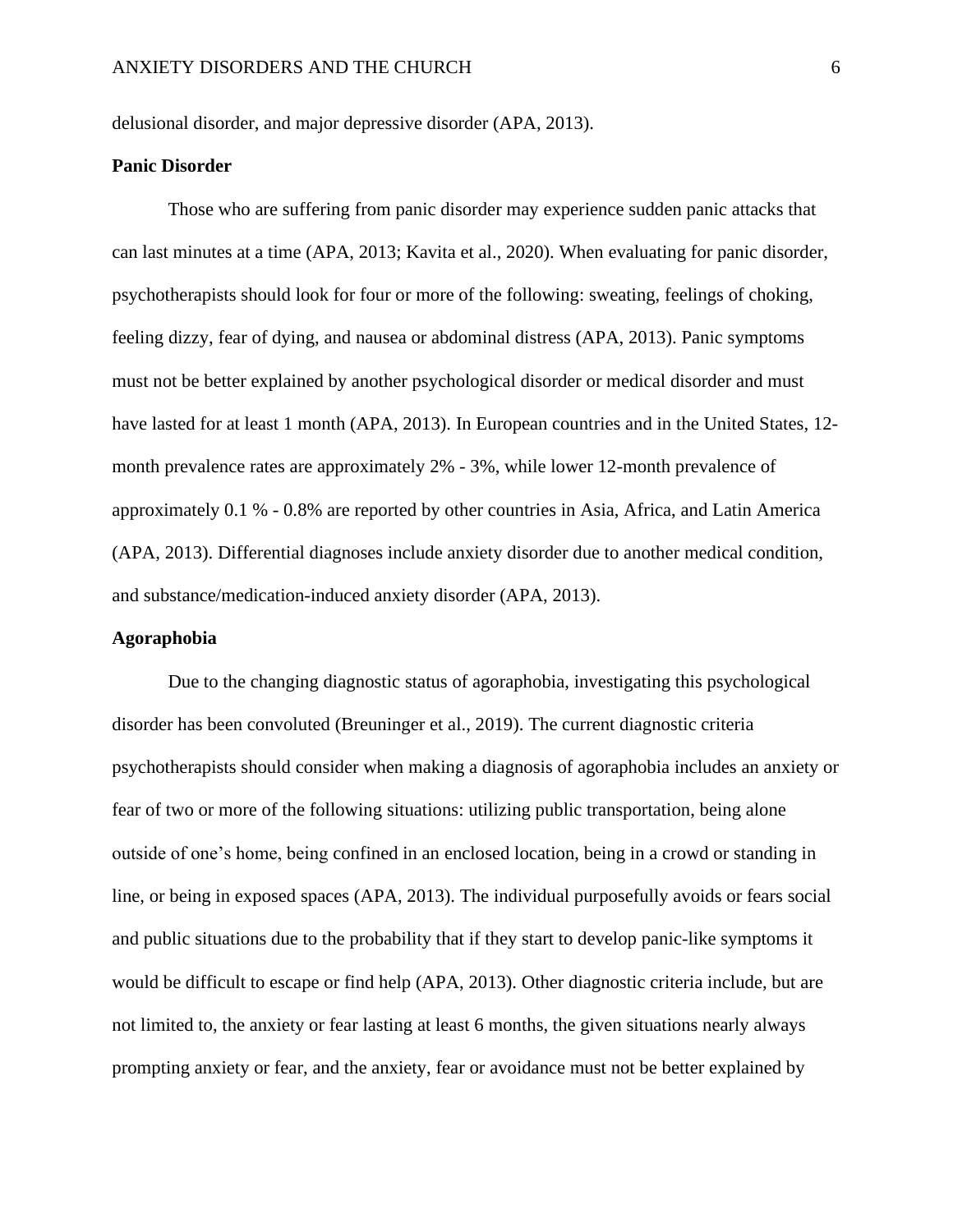delusional disorder, and major depressive disorder (APA, 2013).

**Panic Disorder**

Those who are suffering from panic disorder may experience sudden panic attacks that can last minutes at a time (APA, 2013; Kavita et al., 2020). When evaluating for panic disorder, psychotherapists should look for four or more of the following: sweating, feelings of choking, feeling dizzy, fear of dying, and nausea or abdominal distress (APA, 2013). Panic symptoms must not be better explained by another psychological disorder or medical disorder and must have lasted for at least 1 month (APA, 2013). In European countries and in the United States, 12-month prevalence rates are approximately 2% - 3%, while lower 12-month prevalence of approximately 0.1 % - 0.8% are reported by other countries in Asia, Africa, and Latin America (APA, 2013). Differential diagnoses include anxiety disorder due to another medical condition, and substance/medication-induced anxiety disorder (APA, 2013).

**Agoraphobia**

Due to the changing diagnostic status of agoraphobia, investigating this psychological disorder has been convoluted (Breuninger et al., 2019). The current diagnostic criteria psychotherapists should consider when making a diagnosis of agoraphobia includes an anxiety or fear of two or more of the following situations: utilizing public transportation, being alone outside of one's home, being confined in an enclosed location, being in a crowd or standing in line, or being in exposed spaces (APA, 2013). The individual purposefully avoids or fears social and public situations due to the probability that if they start to develop panic-like symptoms it would be difficult to escape or find help (APA, 2013). Other diagnostic criteria include, but are not limited to, the anxiety or fear lasting at least 6 months, the given situations nearly always prompting anxiety or fear, and the anxiety, fear or avoidance must not be better explained by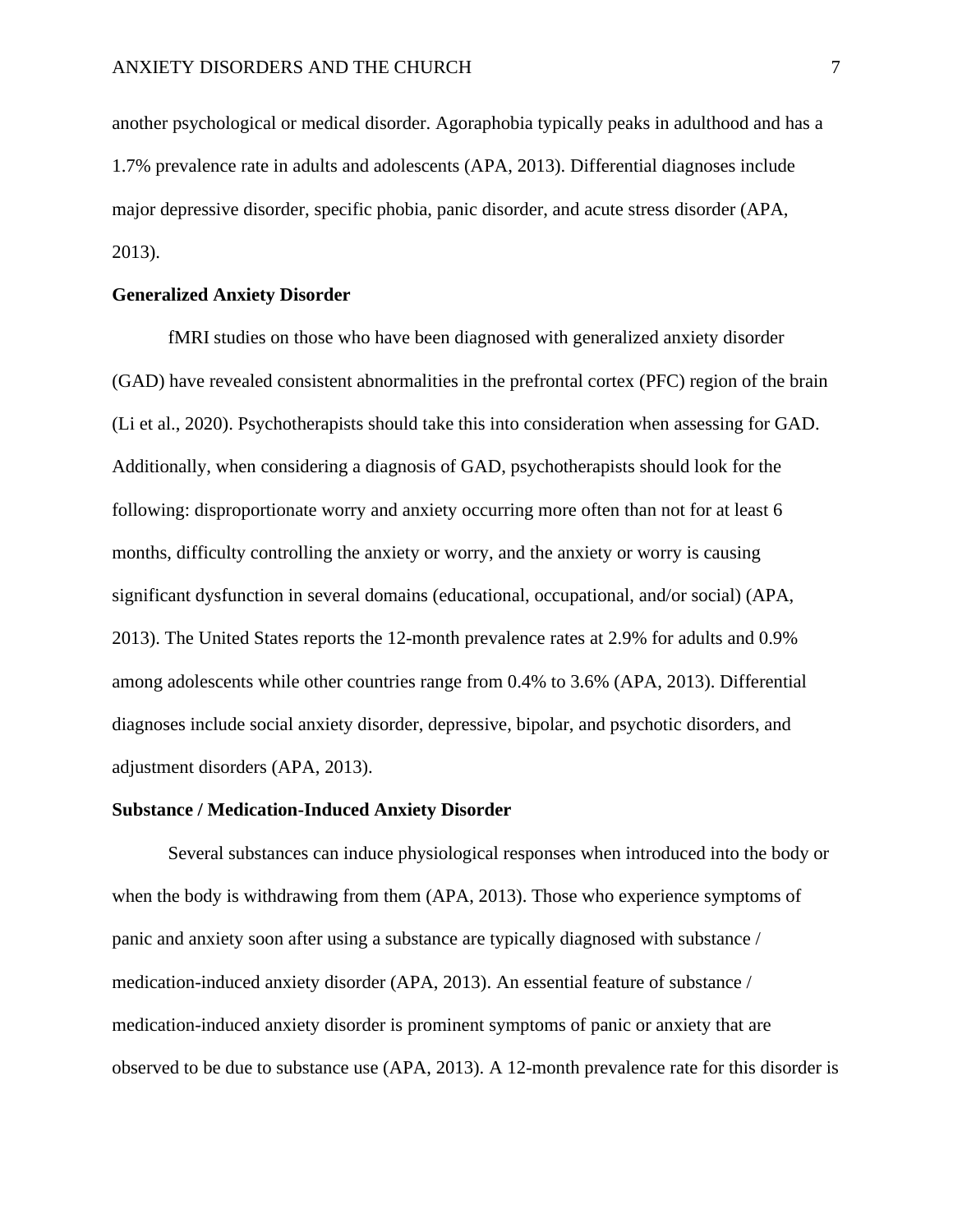another psychological or medical disorder. Agoraphobia typically peaks in adulthood and has a 1.7% prevalence rate in adults and adolescents (APA, 2013). Differential diagnoses include major depressive disorder, specific phobia, panic disorder, and acute stress disorder (APA, 2013).

**Generalized Anxiety Disorder**

fMRI studies on those who have been diagnosed with generalized anxiety disorder (GAD) have revealed consistent abnormalities in the prefrontal cortex (PFC) region of the brain (Li et al., 2020). Psychotherapists should take this into consideration when assessing for GAD. Additionally, when considering a diagnosis of GAD, psychotherapists should look for the following: disproportionate worry and anxiety occurring more often than not for at least 6 months, difficulty controlling the anxiety or worry, and the anxiety or worry is causing significant dysfunction in several domains (educational, occupational, and/or social) (APA, 2013). The United States reports the 12-month prevalence rates at 2.9% for adults and 0.9% among adolescents while other countries range from 0.4% to 3.6% (APA, 2013). Differential diagnoses include social anxiety disorder, depressive, bipolar, and psychotic disorders, and adjustment disorders (APA, 2013).

**Substance / Medication-Induced Anxiety Disorder**

Several substances can induce physiological responses when introduced into the body or when the body is withdrawing from them (APA, 2013). Those who experience symptoms of panic and anxiety soon after using a substance are typically diagnosed with substance / medication-induced anxiety disorder (APA, 2013). An essential feature of substance / medication-induced anxiety disorder is prominent symptoms of panic or anxiety that are observed to be due to substance use (APA, 2013). A 12-month prevalence rate for this disorder is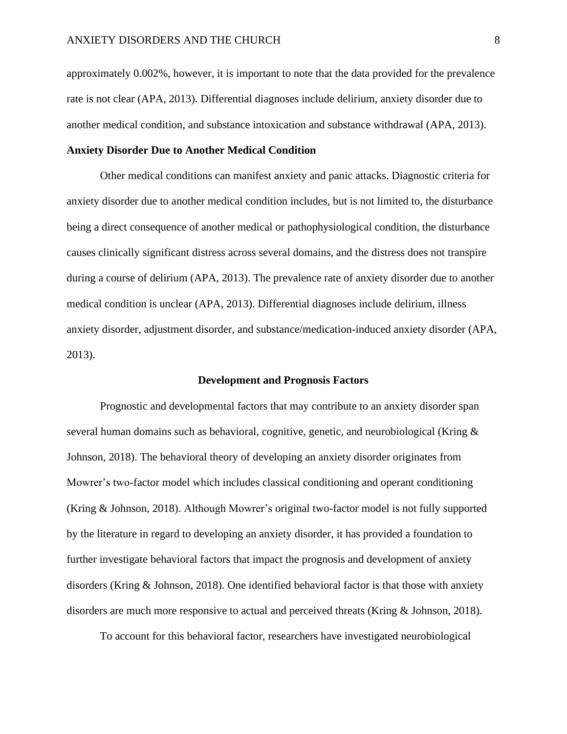approximately 0.002%, however, it is important to note that the data provided for the prevalence rate is not clear (APA, 2013). Differential diagnoses include delirium, anxiety disorder due to another medical condition, and substance intoxication and substance withdrawal (APA, 2013).

### Anxiety Disorder Due to Another Medical Condition

Other medical conditions can manifest anxiety and panic attacks. Diagnostic criteria for anxiety disorder due to another medical condition includes, but is not limited to, the disturbance being a direct consequence of another medical or pathophysiological condition, the disturbance causes clinically significant distress across several domains, and the distress does not transpire during a course of delirium (APA, 2013). The prevalence rate of anxiety disorder due to another medical condition is unclear (APA, 2013). Differential diagnoses include delirium, illness anxiety disorder, adjustment disorder, and substance/medication-induced anxiety disorder (APA, 2013).

## Development and Prognosis Factors

Prognostic and developmental factors that may contribute to an anxiety disorder span several human domains such as behavioral, cognitive, genetic, and neurobiological (Kring & Johnson, 2018). The behavioral theory of developing an anxiety disorder originates from Mowrer's two-factor model which includes classical conditioning and operant conditioning (Kring & Johnson, 2018). Although Mowrer's original two-factor model is not fully supported by the literature in regard to developing an anxiety disorder, it has provided a foundation to further investigate behavioral factors that impact the prognosis and development of anxiety disorders (Kring & Johnson, 2018). One identified behavioral factor is that those with anxiety disorders are much more responsive to actual and perceived threats (Kring & Johnson, 2018).

To account for this behavioral factor, researchers have investigated neurobiological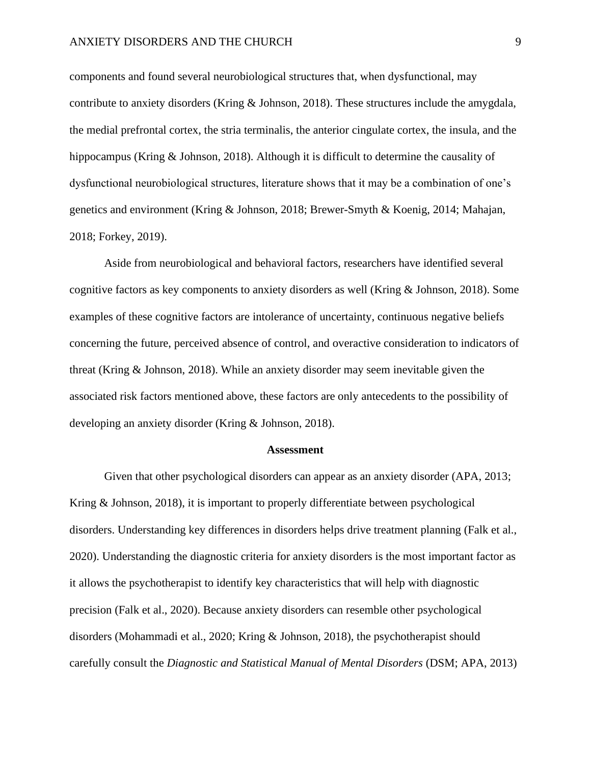components and found several neurobiological structures that, when dysfunctional, may contribute to anxiety disorders (Kring & Johnson, 2018). These structures include the amygdala, the medial prefrontal cortex, the stria terminalis, the anterior cingulate cortex, the insula, and the hippocampus (Kring & Johnson, 2018). Although it is difficult to determine the causality of dysfunctional neurobiological structures, literature shows that it may be a combination of one's genetics and environment (Kring & Johnson, 2018; Brewer-Smyth & Koenig, 2014; Mahajan, 2018; Forkey, 2019).

Aside from neurobiological and behavioral factors, researchers have identified several cognitive factors as key components to anxiety disorders as well (Kring & Johnson, 2018). Some examples of these cognitive factors are intolerance of uncertainty, continuous negative beliefs concerning the future, perceived absence of control, and overactive consideration to indicators of threat (Kring & Johnson, 2018). While an anxiety disorder may seem inevitable given the associated risk factors mentioned above, these factors are only antecedents to the possibility of developing an anxiety disorder (Kring & Johnson, 2018).

## Assessment

Given that other psychological disorders can appear as an anxiety disorder (APA, 2013; Kring & Johnson, 2018), it is important to properly differentiate between psychological disorders. Understanding key differences in disorders helps drive treatment planning (Falk et al., 2020). Understanding the diagnostic criteria for anxiety disorders is the most important factor as it allows the psychotherapist to identify key characteristics that will help with diagnostic precision (Falk et al., 2020). Because anxiety disorders can resemble other psychological disorders (Mohammadi et al., 2020; Kring & Johnson, 2018), the psychotherapist should carefully consult the *Diagnostic and Statistical Manual of Mental Disorders* (DSM; APA, 2013)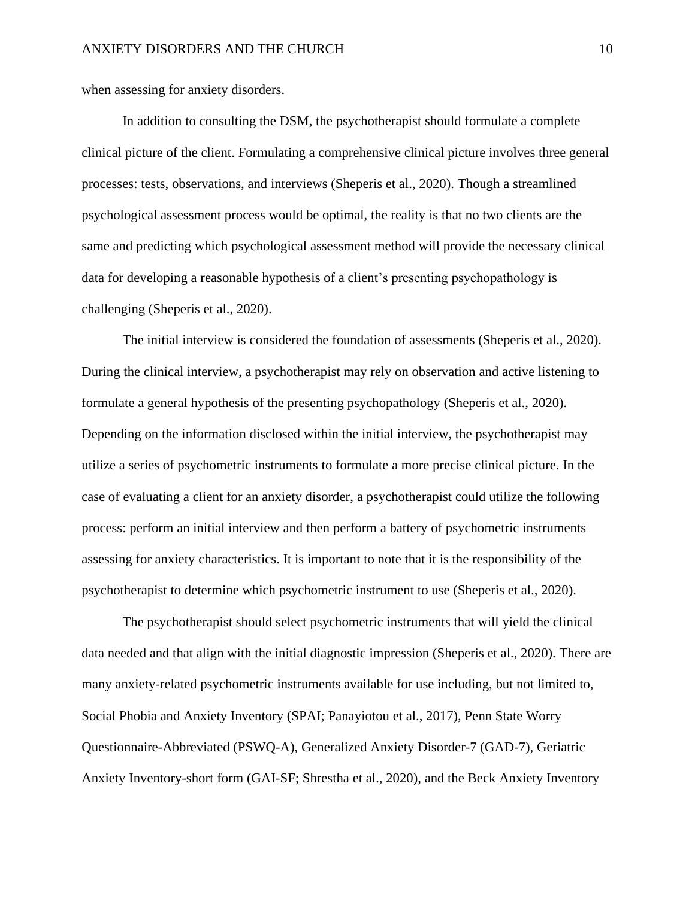when assessing for anxiety disorders.

In addition to consulting the DSM, the psychotherapist should formulate a complete clinical picture of the client. Formulating a comprehensive clinical picture involves three general processes: tests, observations, and interviews (Sheperis et al., 2020). Though a streamlined psychological assessment process would be optimal, the reality is that no two clients are the same and predicting which psychological assessment method will provide the necessary clinical data for developing a reasonable hypothesis of a client's presenting psychopathology is challenging (Sheperis et al., 2020).

The initial interview is considered the foundation of assessments (Sheperis et al., 2020). During the clinical interview, a psychotherapist may rely on observation and active listening to formulate a general hypothesis of the presenting psychopathology (Sheperis et al., 2020). Depending on the information disclosed within the initial interview, the psychotherapist may utilize a series of psychometric instruments to formulate a more precise clinical picture. In the case of evaluating a client for an anxiety disorder, a psychotherapist could utilize the following process: perform an initial interview and then perform a battery of psychometric instruments assessing for anxiety characteristics. It is important to note that it is the responsibility of the psychotherapist to determine which psychometric instrument to use (Sheperis et al., 2020).

The psychotherapist should select psychometric instruments that will yield the clinical data needed and that align with the initial diagnostic impression (Sheperis et al., 2020). There are many anxiety-related psychometric instruments available for use including, but not limited to, Social Phobia and Anxiety Inventory (SPAI; Panayiotou et al., 2017), Penn State Worry Questionnaire-Abbreviated (PSWQ-A), Generalized Anxiety Disorder-7 (GAD-7), Geriatric Anxiety Inventory-short form (GAI-SF; Shrestha et al., 2020), and the Beck Anxiety Inventory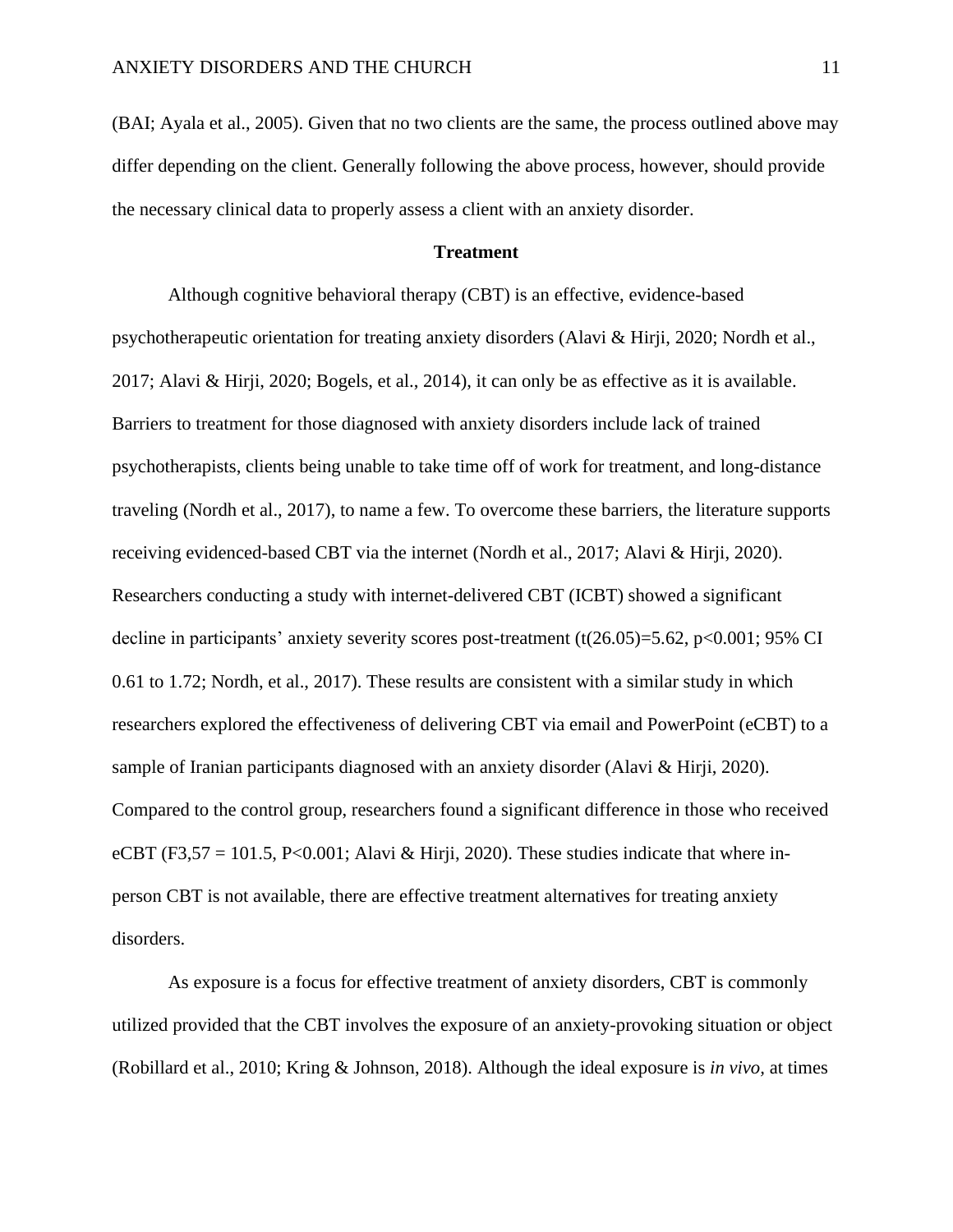(BAI; Ayala et al., 2005). Given that no two clients are the same, the process outlined above may differ depending on the client. Generally following the above process, however, should provide the necessary clinical data to properly assess a client with an anxiety disorder.

## Treatment

Although cognitive behavioral therapy (CBT) is an effective, evidence-based psychotherapeutic orientation for treating anxiety disorders (Alavi & Hirji, 2020; Nordh et al., 2017; Alavi & Hirji, 2020; Bogels, et al., 2014), it can only be as effective as it is available. Barriers to treatment for those diagnosed with anxiety disorders include lack of trained psychotherapists, clients being unable to take time off of work for treatment, and long-distance traveling (Nordh et al., 2017), to name a few. To overcome these barriers, the literature supports receiving evidenced-based CBT via the internet (Nordh et al., 2017; Alavi & Hirji, 2020). Researchers conducting a study with internet-delivered CBT (ICBT) showed a significant decline in participants' anxiety severity scores post-treatment ($t(26.05)=5.62$, $p<0.001$; 95% CI 0.61 to 1.72; Nordh, et al., 2017). These results are consistent with a similar study in which researchers explored the effectiveness of delivering CBT via email and PowerPoint (eCBT) to a sample of Iranian participants diagnosed with an anxiety disorder (Alavi & Hirji, 2020). Compared to the control group, researchers found a significant difference in those who received eCBT ($F_{3,57} = 101.5$, $P<0.001$; Alavi & Hirji, 2020). These studies indicate that where in-person CBT is not available, there are effective treatment alternatives for treating anxiety disorders.

As exposure is a focus for effective treatment of anxiety disorders, CBT is commonly utilized provided that the CBT involves the exposure of an anxiety-provoking situation or object (Robillard et al., 2010; Kring & Johnson, 2018). Although the ideal exposure is *in vivo*, at times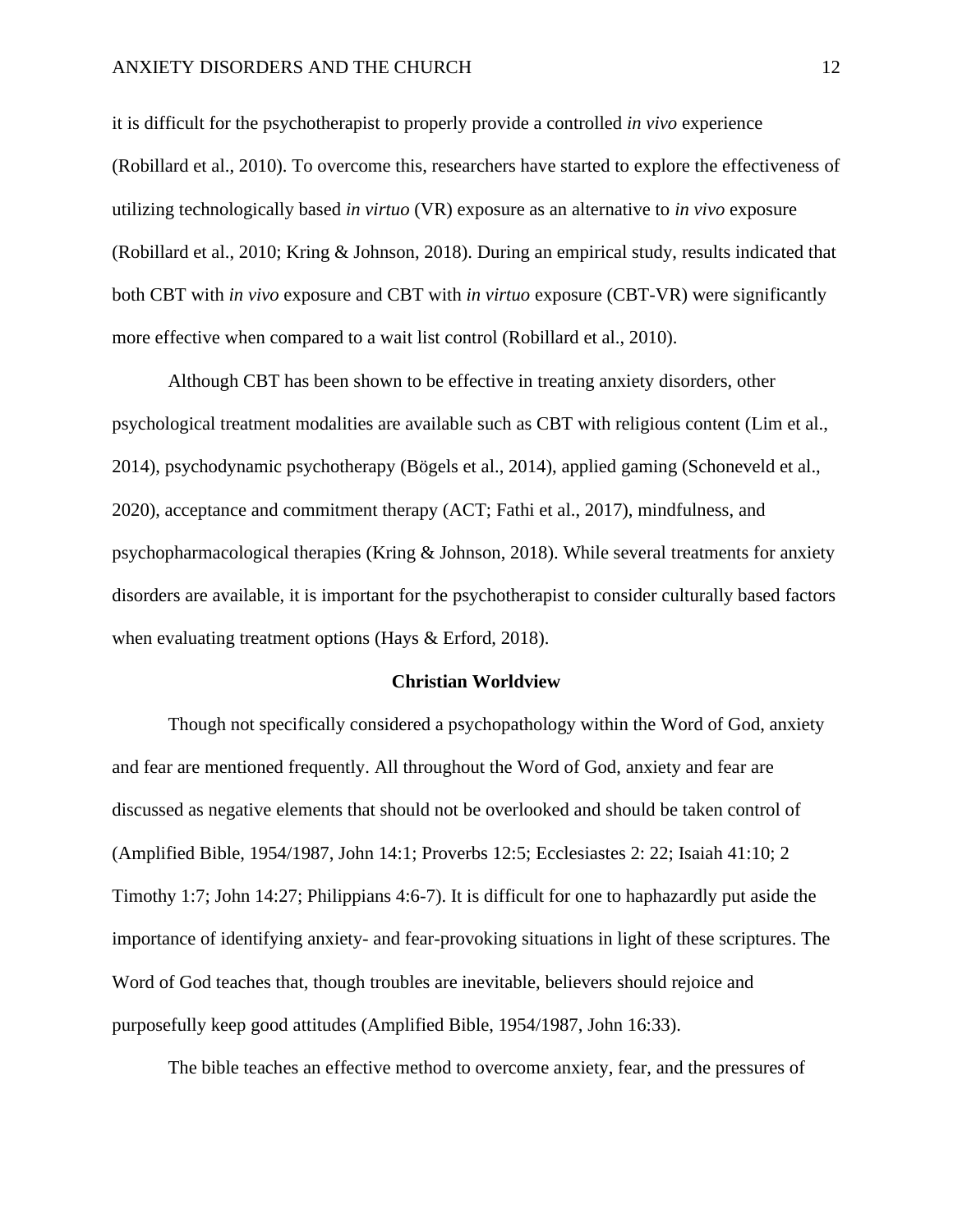it is difficult for the psychotherapist to properly provide a controlled *in vivo* experience (Robillard et al., 2010). To overcome this, researchers have started to explore the effectiveness of utilizing technologically based *in virtuo* (VR) exposure as an alternative to *in vivo* exposure (Robillard et al., 2010; Kring & Johnson, 2018). During an empirical study, results indicated that both CBT with *in vivo* exposure and CBT with *in virtuo* exposure (CBT-VR) were significantly more effective when compared to a wait list control (Robillard et al., 2010).

Although CBT has been shown to be effective in treating anxiety disorders, other psychological treatment modalities are available such as CBT with religious content (Lim et al., 2014), psychodynamic psychotherapy (Bögels et al., 2014), applied gaming (Schoneveld et al., 2020), acceptance and commitment therapy (ACT; Fathi et al., 2017), mindfulness, and psychopharmacological therapies (Kring & Johnson, 2018). While several treatments for anxiety disorders are available, it is important for the psychotherapist to consider culturally based factors when evaluating treatment options (Hays & Erford, 2018).

## Christian Worldview

Though not specifically considered a psychopathology within the Word of God, anxiety and fear are mentioned frequently. All throughout the Word of God, anxiety and fear are discussed as negative elements that should not be overlooked and should be taken control of (Amplified Bible, 1954/1987, John 14:1; Proverbs 12:5; Ecclesiastes 2: 22; Isaiah 41:10; 2 Timothy 1:7; John 14:27; Philippians 4:6-7). It is difficult for one to haphazardly put aside the importance of identifying anxiety- and fear-provoking situations in light of these scriptures. The Word of God teaches that, though troubles are inevitable, believers should rejoice and purposefully keep good attitudes (Amplified Bible, 1954/1987, John 16:33).

The bible teaches an effective method to overcome anxiety, fear, and the pressures of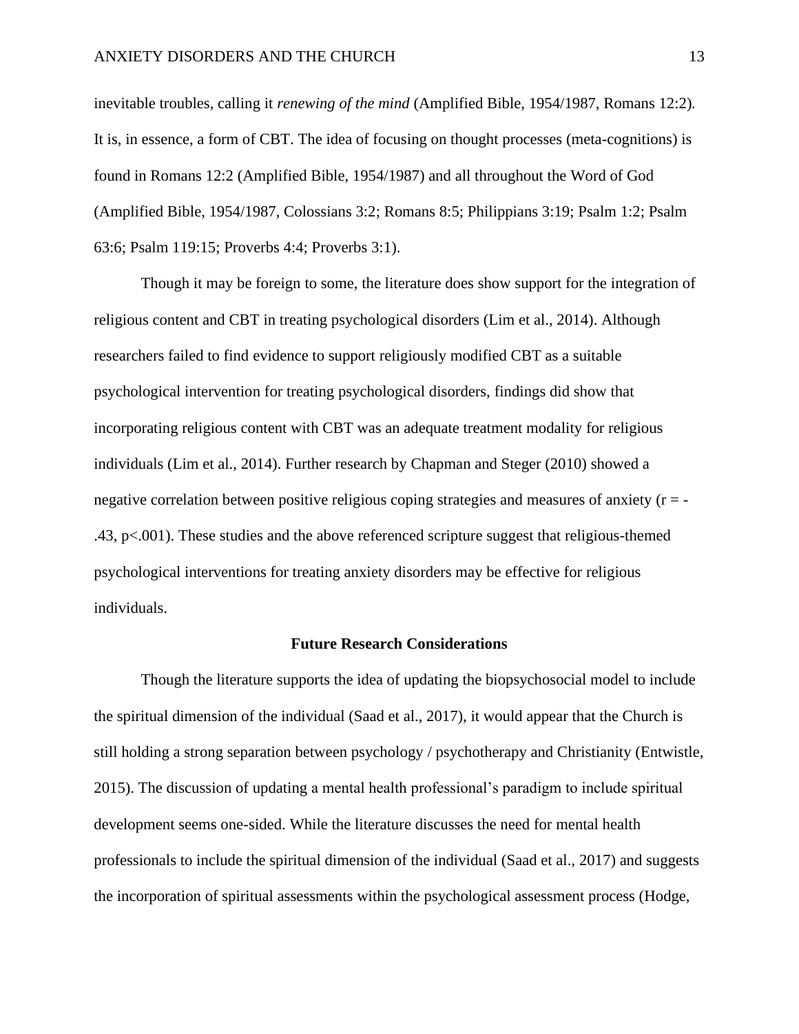inevitable troubles, calling it *renewing of the mind* (Amplified Bible, 1954/1987, Romans 12:2). It is, in essence, a form of CBT. The idea of focusing on thought processes (meta-cognitions) is found in Romans 12:2 (Amplified Bible, 1954/1987) and all throughout the Word of God (Amplified Bible, 1954/1987, Colossians 3:2; Romans 8:5; Philippians 3:19; Psalm 1:2; Psalm 63:6; Psalm 119:15; Proverbs 4:4; Proverbs 3:1).

Though it may be foreign to some, the literature does show support for the integration of religious content and CBT in treating psychological disorders (Lim et al., 2014). Although researchers failed to find evidence to support religiously modified CBT as a suitable psychological intervention for treating psychological disorders, findings did show that incorporating religious content with CBT was an adequate treatment modality for religious individuals (Lim et al., 2014). Further research by Chapman and Steger (2010) showed a negative correlation between positive religious coping strategies and measures of anxiety ($r = -.43$, $p<.001$). These studies and the above referenced scripture suggest that religious-themed psychological interventions for treating anxiety disorders may be effective for religious individuals.

## Future Research Considerations

Though the literature supports the idea of updating the biopsychosocial model to include the spiritual dimension of the individual (Saad et al., 2017), it would appear that the Church is still holding a strong separation between psychology / psychotherapy and Christianity (Entwistle, 2015). The discussion of updating a mental health professional's paradigm to include spiritual development seems one-sided. While the literature discusses the need for mental health professionals to include the spiritual dimension of the individual (Saad et al., 2017) and suggests the incorporation of spiritual assessments within the psychological assessment process (Hodge,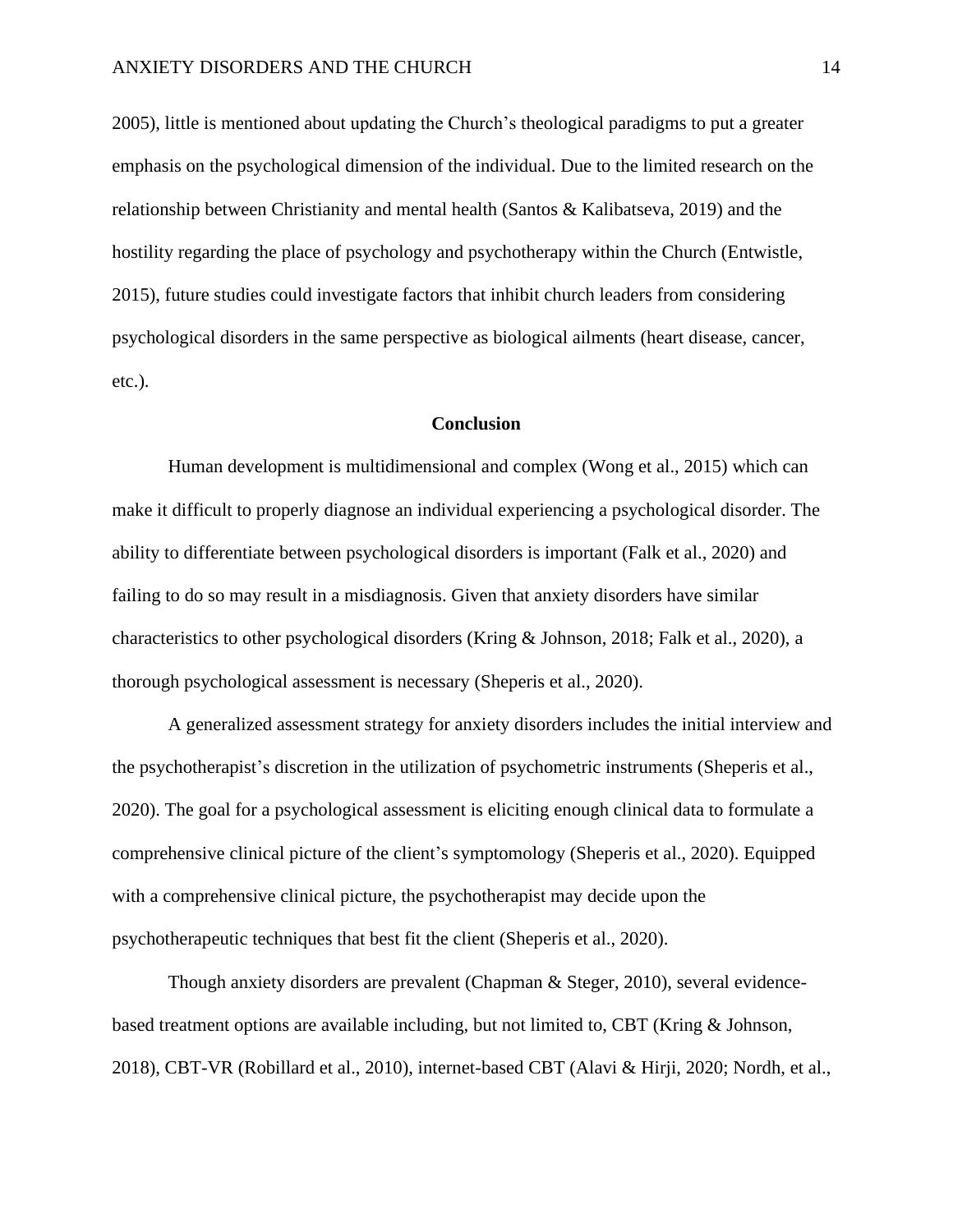2005), little is mentioned about updating the Church's theological paradigms to put a greater emphasis on the psychological dimension of the individual. Due to the limited research on the relationship between Christianity and mental health (Santos & Kalibatseva, 2019) and the hostility regarding the place of psychology and psychotherapy within the Church (Entwistle, 2015), future studies could investigate factors that inhibit church leaders from considering psychological disorders in the same perspective as biological ailments (heart disease, cancer, etc.).

## Conclusion

Human development is multidimensional and complex (Wong et al., 2015) which can make it difficult to properly diagnose an individual experiencing a psychological disorder. The ability to differentiate between psychological disorders is important (Falk et al., 2020) and failing to do so may result in a misdiagnosis. Given that anxiety disorders have similar characteristics to other psychological disorders (Kring & Johnson, 2018; Falk et al., 2020), a thorough psychological assessment is necessary (Sheperis et al., 2020).

A generalized assessment strategy for anxiety disorders includes the initial interview and the psychotherapist's discretion in the utilization of psychometric instruments (Sheperis et al., 2020). The goal for a psychological assessment is eliciting enough clinical data to formulate a comprehensive clinical picture of the client's symptomology (Sheperis et al., 2020). Equipped with a comprehensive clinical picture, the psychotherapist may decide upon the psychotherapeutic techniques that best fit the client (Sheperis et al., 2020).

Though anxiety disorders are prevalent (Chapman & Steger, 2010), several evidence-based treatment options are available including, but not limited to, CBT (Kring & Johnson, 2018), CBT-VR (Robillard et al., 2010), internet-based CBT (Alavi & Hirji, 2020; Nordh, et al.,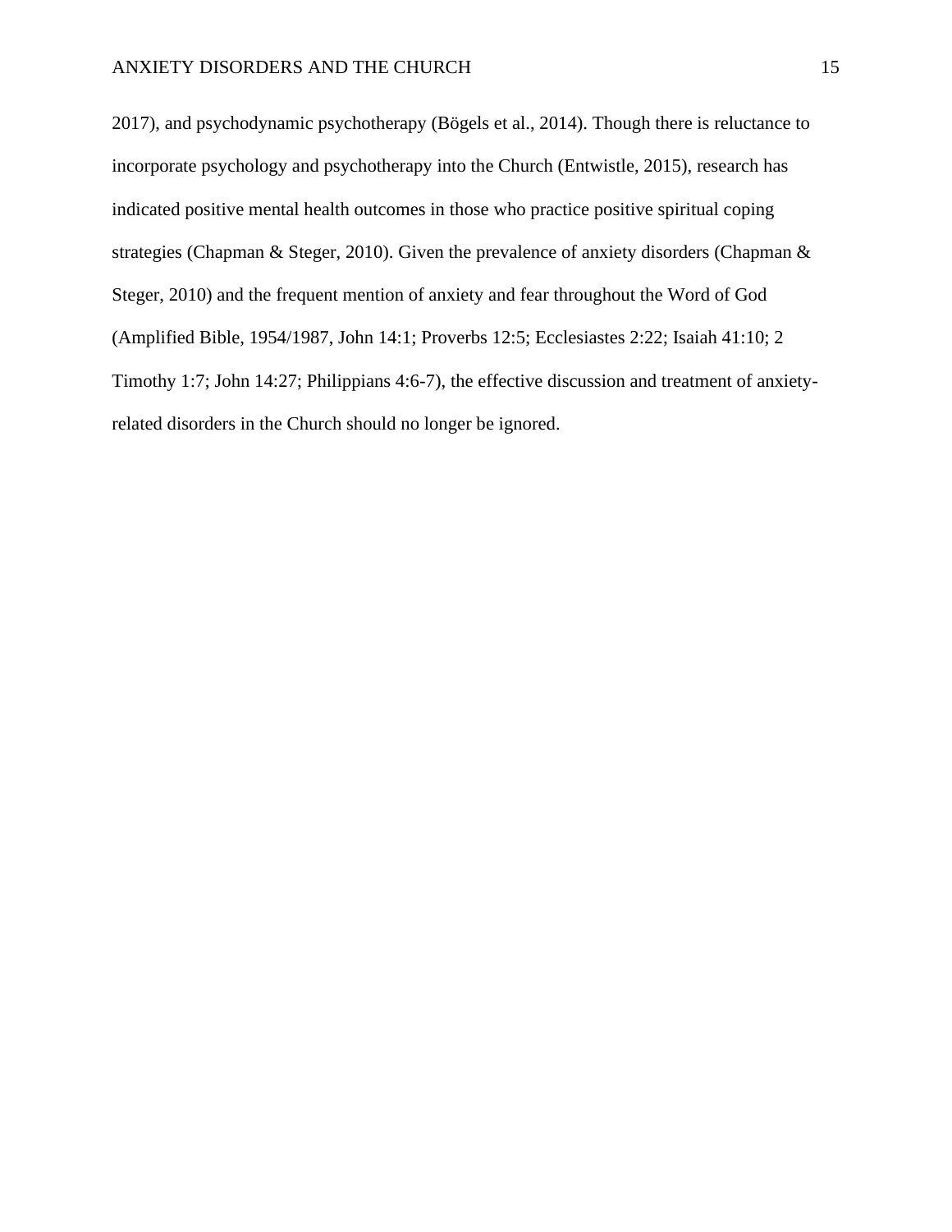2017), and psychodynamic psychotherapy (Bögels et al., 2014). Though there is reluctance to incorporate psychology and psychotherapy into the Church (Entwistle, 2015), research has indicated positive mental health outcomes in those who practice positive spiritual coping strategies (Chapman & Steger, 2010). Given the prevalence of anxiety disorders (Chapman & Steger, 2010) and the frequent mention of anxiety and fear throughout the Word of God (Amplified Bible, 1954/1987, John 14:1; Proverbs 12:5; Ecclesiastes 2:22; Isaiah 41:10; 2 Timothy 1:7; John 14:27; Philippians 4:6-7), the effective discussion and treatment of anxiety-related disorders in the Church should no longer be ignored.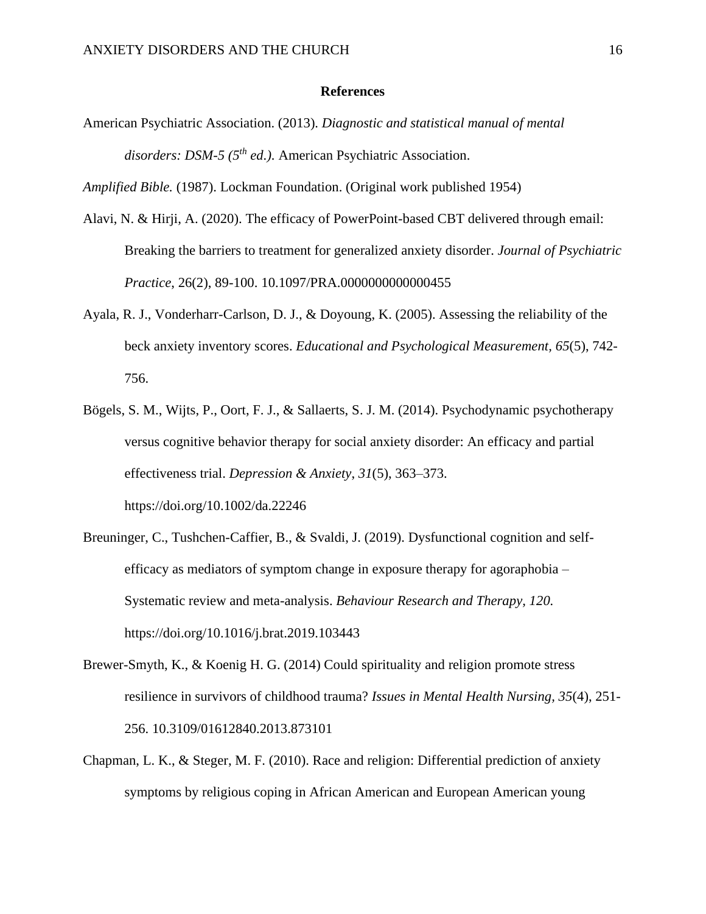**References**

American Psychiatric Association. (2013). *Diagnostic and statistical manual of mental disorders: DSM-5 (5th ed.).* American Psychiatric Association.

*Amplified Bible.* (1987). Lockman Foundation. (Original work published 1954)

Alavi, N. & Hirji, A. (2020). The efficacy of PowerPoint-based CBT delivered through email: Breaking the barriers to treatment for generalized anxiety disorder. *Journal of Psychiatric Practice*, 26(2), 89-100. 10.1097/PRA.0000000000000455

Ayala, R. J., Vonderharr-Carlson, D. J., & Doyoung, K. (2005). Assessing the reliability of the beck anxiety inventory scores. *Educational and Psychological Measurement, 65*(5), 742-756.

Bögels, S. M., Wijts, P., Oort, F. J., & Sallaerts, S. J. M. (2014). Psychodynamic psychotherapy versus cognitive behavior therapy for social anxiety disorder: An efficacy and partial effectiveness trial. *Depression & Anxiety*, *31*(5), 363–373. https://doi.org/10.1002/da.22246

Breuninger, C., Tushchen-Caffier, B., & Svaldi, J. (2019). Dysfunctional cognition and self-efficacy as mediators of symptom change in exposure therapy for agoraphobia – Systematic review and meta-analysis. *Behaviour Research and Therapy, 120.* https://doi.org/10.1016/j.brat.2019.103443

Brewer-Smyth, K., & Koenig H. G. (2014) Could spirituality and religion promote stress resilience in survivors of childhood trauma? *Issues in Mental Health Nursing, 35*(4), 251-256. 10.3109/01612840.2013.873101

Chapman, L. K., & Steger, M. F. (2010). Race and religion: Differential prediction of anxiety symptoms by religious coping in African American and European American young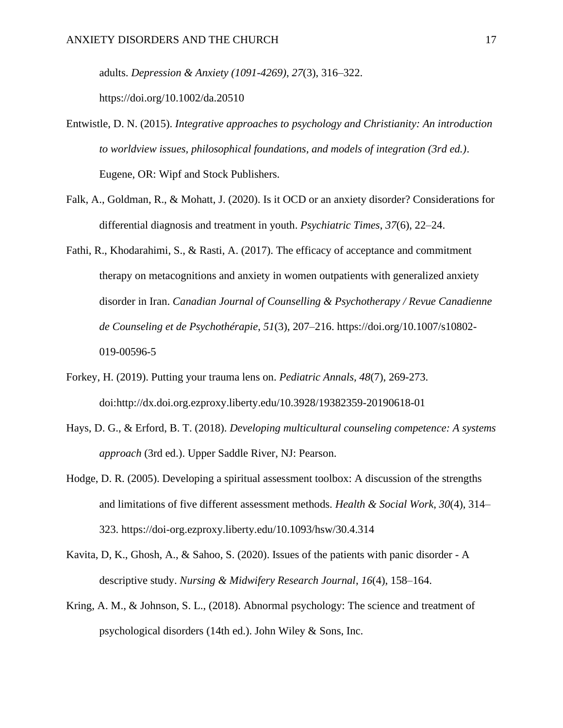adults. *Depression & Anxiety (1091-4269)*, *27*(3), 316–322. https://doi.org/10.1002/da.20510

Entwistle, D. N. (2015). *Integrative approaches to psychology and Christianity: An introduction to worldview issues, philosophical foundations, and models of integration (3rd ed.)*. Eugene, OR: Wipf and Stock Publishers.

Falk, A., Goldman, R., & Mohatt, J. (2020). Is it OCD or an anxiety disorder? Considerations for differential diagnosis and treatment in youth. *Psychiatric Times*, *37*(6), 22–24.

Fathi, R., Khodarahimi, S., & Rasti, A. (2017). The efficacy of acceptance and commitment therapy on metacognitions and anxiety in women outpatients with generalized anxiety disorder in Iran. *Canadian Journal of Counselling & Psychotherapy / Revue Canadienne de Counseling et de Psychothérapie*, *51*(3), 207–216. https://doi.org/10.1007/s10802-019-00596-5

Forkey, H. (2019). Putting your trauma lens on. *Pediatric Annals, 48*(7), 269-273. doi:http://dx.doi.org.ezproxy.liberty.edu/10.3928/19382359-20190618-01

Hays, D. G., & Erford, B. T. (2018). *Developing multicultural counseling competence: A systems approach* (3rd ed.). Upper Saddle River, NJ: Pearson.

Hodge, D. R. (2005). Developing a spiritual assessment toolbox: A discussion of the strengths and limitations of five different assessment methods. *Health & Social Work*, *30*(4), 314–323. https://doi-org.ezproxy.liberty.edu/10.1093/hsw/30.4.314

Kavita, D, K., Ghosh, A., & Sahoo, S. (2020). Issues of the patients with panic disorder - A descriptive study. *Nursing & Midwifery Research Journal*, *16*(4), 158–164.

Kring, A. M., & Johnson, S. L., (2018). Abnormal psychology: The science and treatment of psychological disorders (14th ed.). John Wiley & Sons, Inc.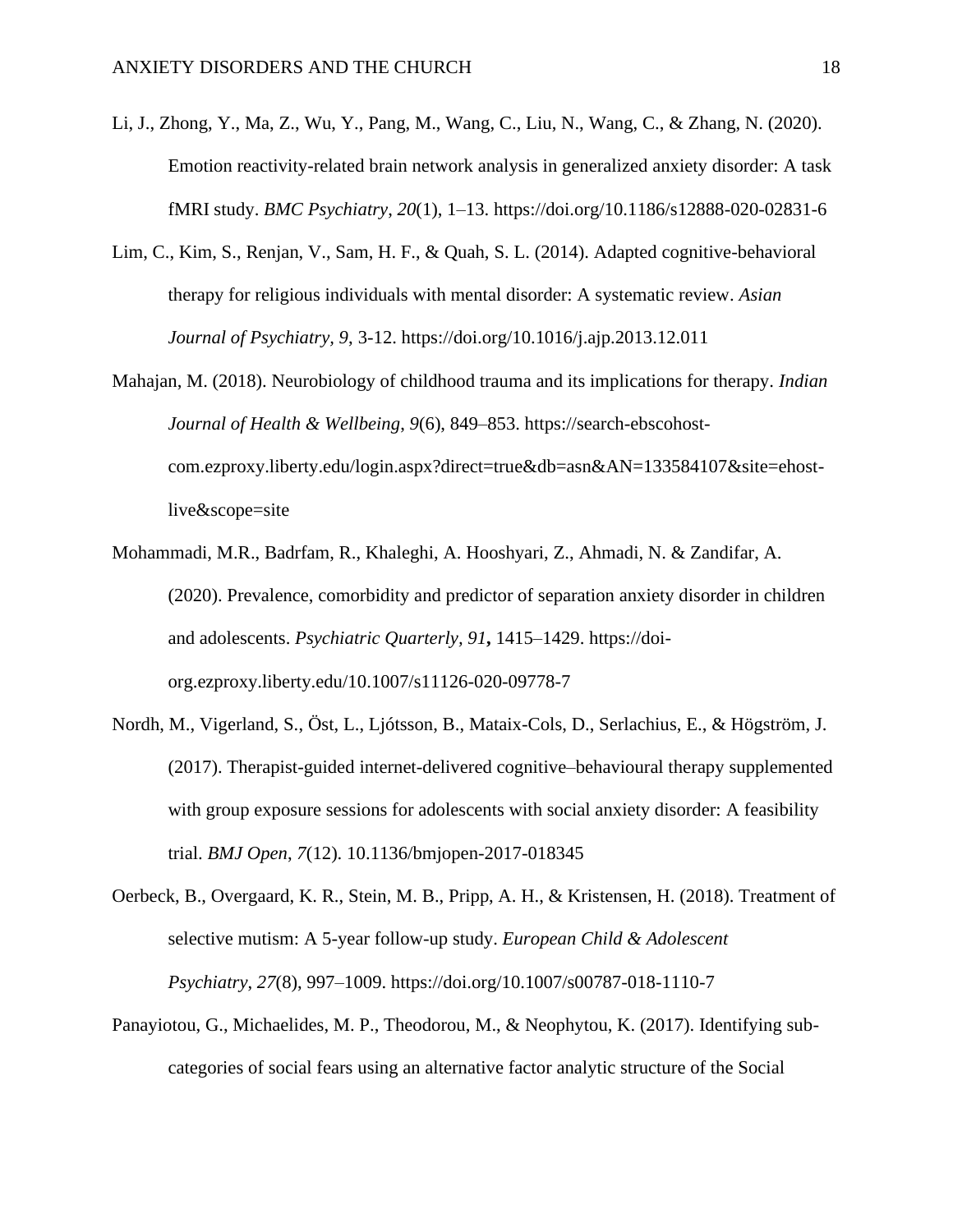Li, J., Zhong, Y., Ma, Z., Wu, Y., Pang, M., Wang, C., Liu, N., Wang, C., & Zhang, N. (2020). Emotion reactivity-related brain network analysis in generalized anxiety disorder: A task fMRI study. *BMC Psychiatry*, *20*(1), 1–13. https://doi.org/10.1186/s12888-020-02831-6

Lim, C., Kim, S., Renjan, V., Sam, H. F., & Quah, S. L. (2014). Adapted cognitive-behavioral therapy for religious individuals with mental disorder: A systematic review. *Asian Journal of Psychiatry*, *9*, 3-12. https://doi.org/10.1016/j.ajp.2013.12.011

Mahajan, M. (2018). Neurobiology of childhood trauma and its implications for therapy. *Indian Journal of Health & Wellbeing*, *9*(6), 849–853. https://search-ebscohost-com.ezproxy.liberty.edu/login.aspx?direct=true&db=asn&AN=133584107&site=ehost-live&scope=site

Mohammadi, M.R., Badrfam, R., Khaleghi, A. Hooshyari, Z., Ahmadi, N. & Zandifar, A. (2020). Prevalence, comorbidity and predictor of separation anxiety disorder in children and adolescents. *Psychiatric Quarterly, 91***,** 1415–1429. https://doi-org.ezproxy.liberty.edu/10.1007/s11126-020-09778-7

Nordh, M., Vigerland, S., Öst, L., Ljótsson, B., Mataix-Cols, D., Serlachius, E., & Högström, J. (2017). Therapist-guided internet-delivered cognitive–behavioural therapy supplemented with group exposure sessions for adolescents with social anxiety disorder: A feasibility trial. *BMJ Open*, *7*(12). 10.1136/bmjopen-2017-018345

Oerbeck, B., Overgaard, K. R., Stein, M. B., Pripp, A. H., & Kristensen, H. (2018). Treatment of selective mutism: A 5-year follow-up study. *European Child & Adolescent Psychiatry*, *27*(8), 997–1009. https://doi.org/10.1007/s00787-018-1110-7

Panayiotou, G., Michaelides, M. P., Theodorou, M., & Neophytou, K. (2017). Identifying sub-categories of social fears using an alternative factor analytic structure of the Social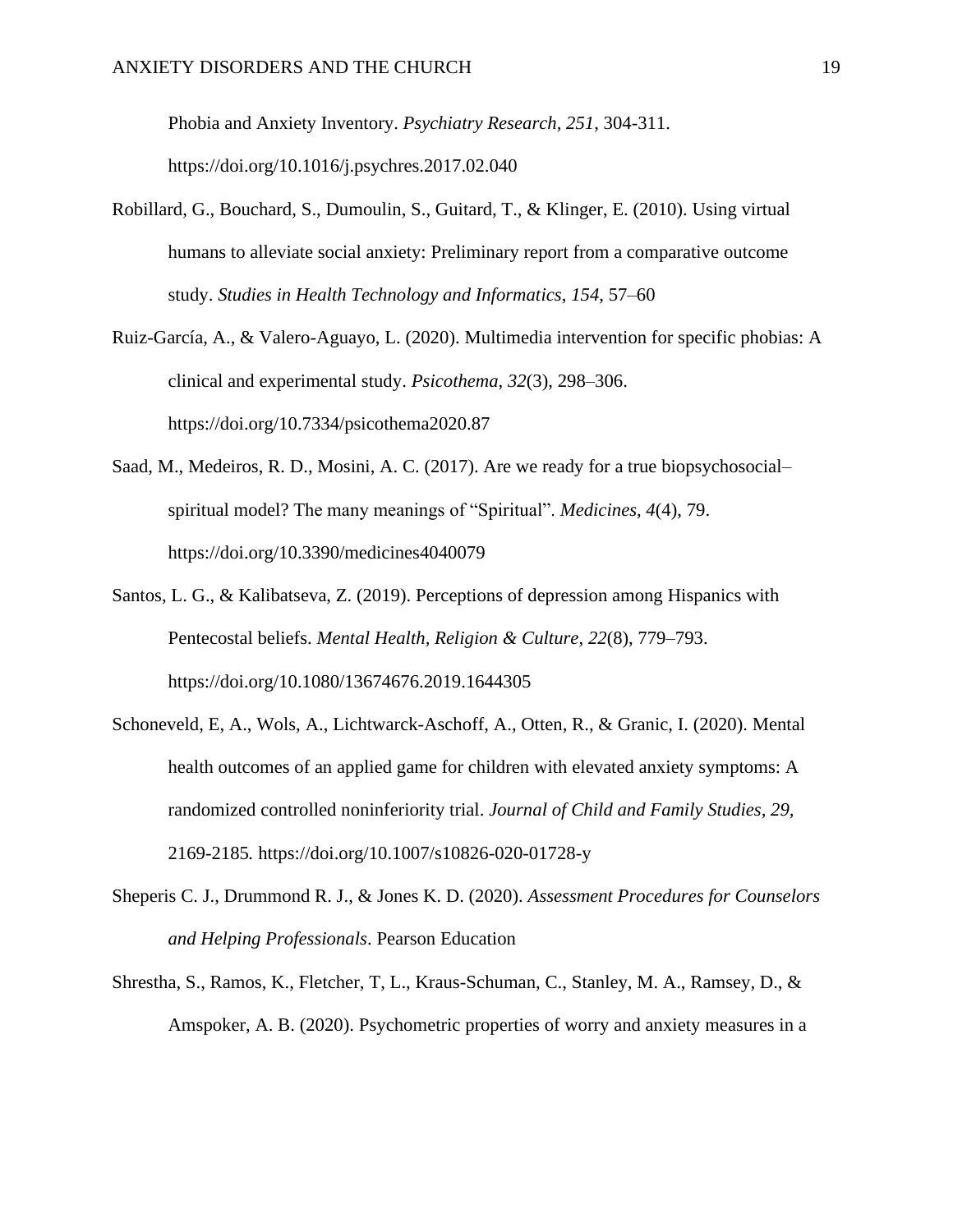Phobia and Anxiety Inventory. *Psychiatry Research, 251*, 304-311. https://doi.org/10.1016/j.psychres.2017.02.040

Robillard, G., Bouchard, S., Dumoulin, S., Guitard, T., & Klinger, E. (2010). Using virtual humans to alleviate social anxiety: Preliminary report from a comparative outcome study. *Studies in Health Technology and Informatics*, *154*, 57–60

Ruiz-García, A., & Valero-Aguayo, L. (2020). Multimedia intervention for specific phobias: A clinical and experimental study. *Psicothema*, *32*(3), 298–306. https://doi.org/10.7334/psicothema2020.87

Saad, M., Medeiros, R. D., Mosini, A. C. (2017). Are we ready for a true biopsychosocial–spiritual model? The many meanings of "Spiritual". *Medicines*, *4*(4), 79. https://doi.org/10.3390/medicines4040079

Santos, L. G., & Kalibatseva, Z. (2019). Perceptions of depression among Hispanics with Pentecostal beliefs. *Mental Health, Religion & Culture*, *22*(8), 779–793. https://doi.org/10.1080/13674676.2019.1644305

Schoneveld, E, A., Wols, A., Lichtwarck-Aschoff, A., Otten, R., & Granic, I. (2020). Mental health outcomes of an applied game for children with elevated anxiety symptoms: A randomized controlled noninferiority trial. *Journal of Child and Family Studies*, *29,* 2169-2185*.* https://doi.org/10.1007/s10826-020-01728-y

Sheperis C. J., Drummond R. J., & Jones K. D. (2020). *Assessment Procedures for Counselors and Helping Professionals*. Pearson Education

Shrestha, S., Ramos, K., Fletcher, T, L., Kraus-Schuman, C., Stanley, M. A., Ramsey, D., & Amspoker, A. B. (2020). Psychometric properties of worry and anxiety measures in a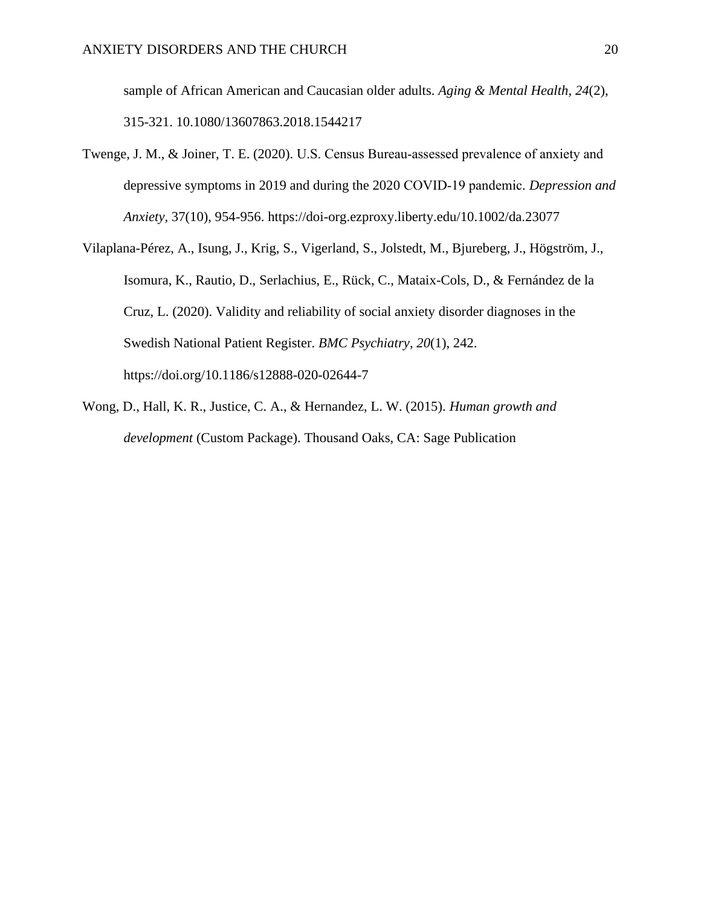sample of African American and Caucasian older adults. *Aging & Mental Health, 24*(2), 315-321. 10.1080/13607863.2018.1544217

Twenge, J. M., & Joiner, T. E. (2020). U.S. Census Bureau-assessed prevalence of anxiety and depressive symptoms in 2019 and during the 2020 COVID-19 pandemic. *Depression and Anxiety*, 37(10), 954-956. https://doi-org.ezproxy.liberty.edu/10.1002/da.23077

Vilaplana-Pérez, A., Isung, J., Krig, S., Vigerland, S., Jolstedt, M., Bjureberg, J., Högström, J., Isomura, K., Rautio, D., Serlachius, E., Rück, C., Mataix-Cols, D., & Fernández de la Cruz, L. (2020). Validity and reliability of social anxiety disorder diagnoses in the Swedish National Patient Register. *BMC Psychiatry*, *20*(1), 242. https://doi.org/10.1186/s12888-020-02644-7

Wong, D., Hall, K. R., Justice, C. A., & Hernandez, L. W. (2015). *Human growth and development* (Custom Package). Thousand Oaks, CA: Sage Publication